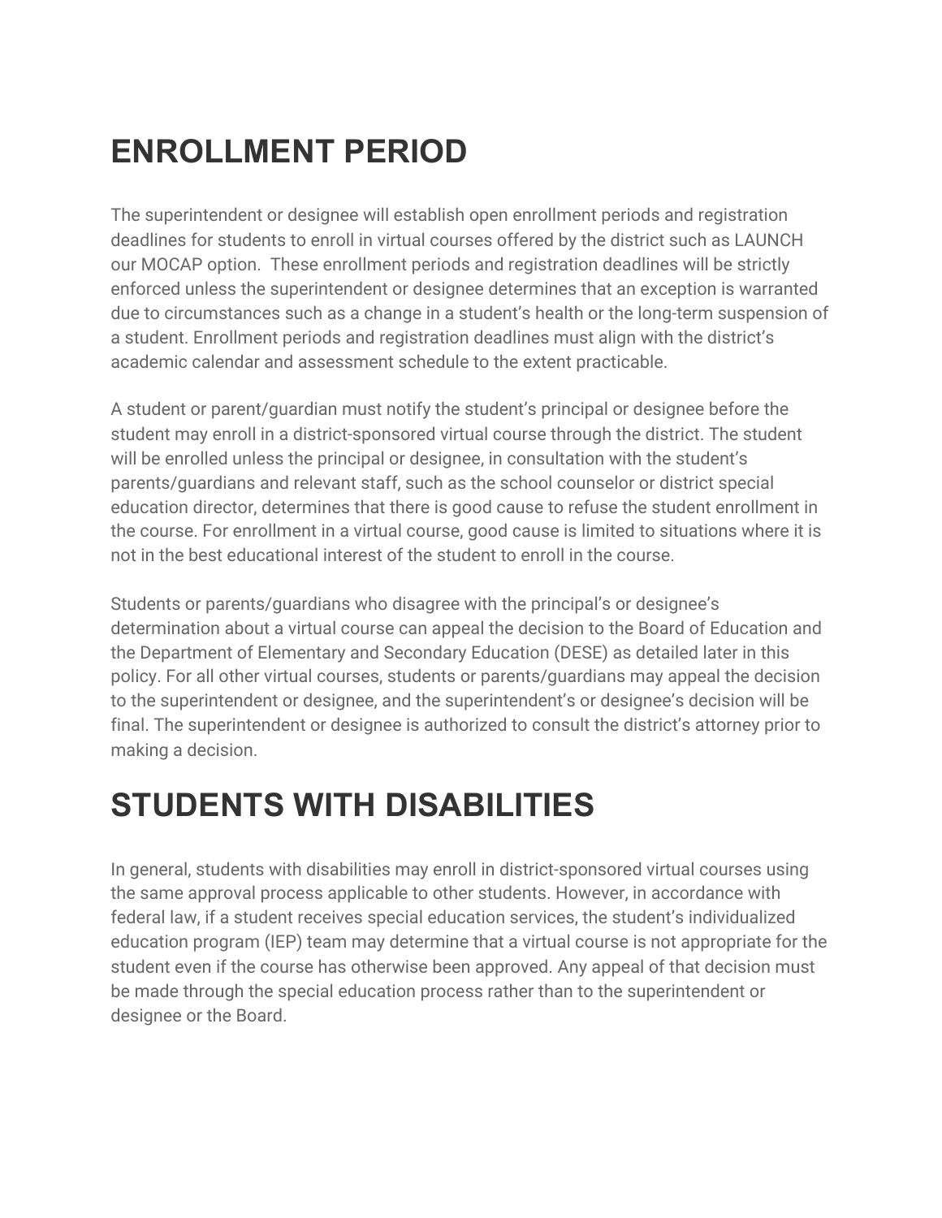# ENROLLMENT PERIOD

The superintendent or designee will establish open enrollment periods and registration deadlines for students to enroll in virtual courses offered by the district such as LAUNCH our MOCAP option. These enrollment periods and registration deadlines will be strictly enforced unless the superintendent or designee determines that an exception is warranted due to circumstances such as a change in a student's health or the long-term suspension of a student. Enrollment periods and registration deadlines must align with the district's academic calendar and assessment schedule to the extent practicable.

A student or parent/guardian must notify the student's principal or designee before the student may enroll in a district-sponsored virtual course through the district. The student will be enrolled unless the principal or designee, in consultation with the student's parents/guardians and relevant staff, such as the school counselor or district special education director, determines that there is good cause to refuse the student enrollment in the course. For enrollment in a virtual course, good cause is limited to situations where it is not in the best educational interest of the student to enroll in the course.

Students or parents/guardians who disagree with the principal's or designee's determination about a virtual course can appeal the decision to the Board of Education and the Department of Elementary and Secondary Education (DESE) as detailed later in this policy. For all other virtual courses, students or parents/guardians may appeal the decision to the superintendent or designee, and the superintendent's or designee's decision will be final. The superintendent or designee is authorized to consult the district's attorney prior to making a decision.

# STUDENTS WITH DISABILITIES

In general, students with disabilities may enroll in district-sponsored virtual courses using the same approval process applicable to other students. However, in accordance with federal law, if a student receives special education services, the student's individualized education program (IEP) team may determine that a virtual course is not appropriate for the student even if the course has otherwise been approved. Any appeal of that decision must be made through the special education process rather than to the superintendent or designee or the Board.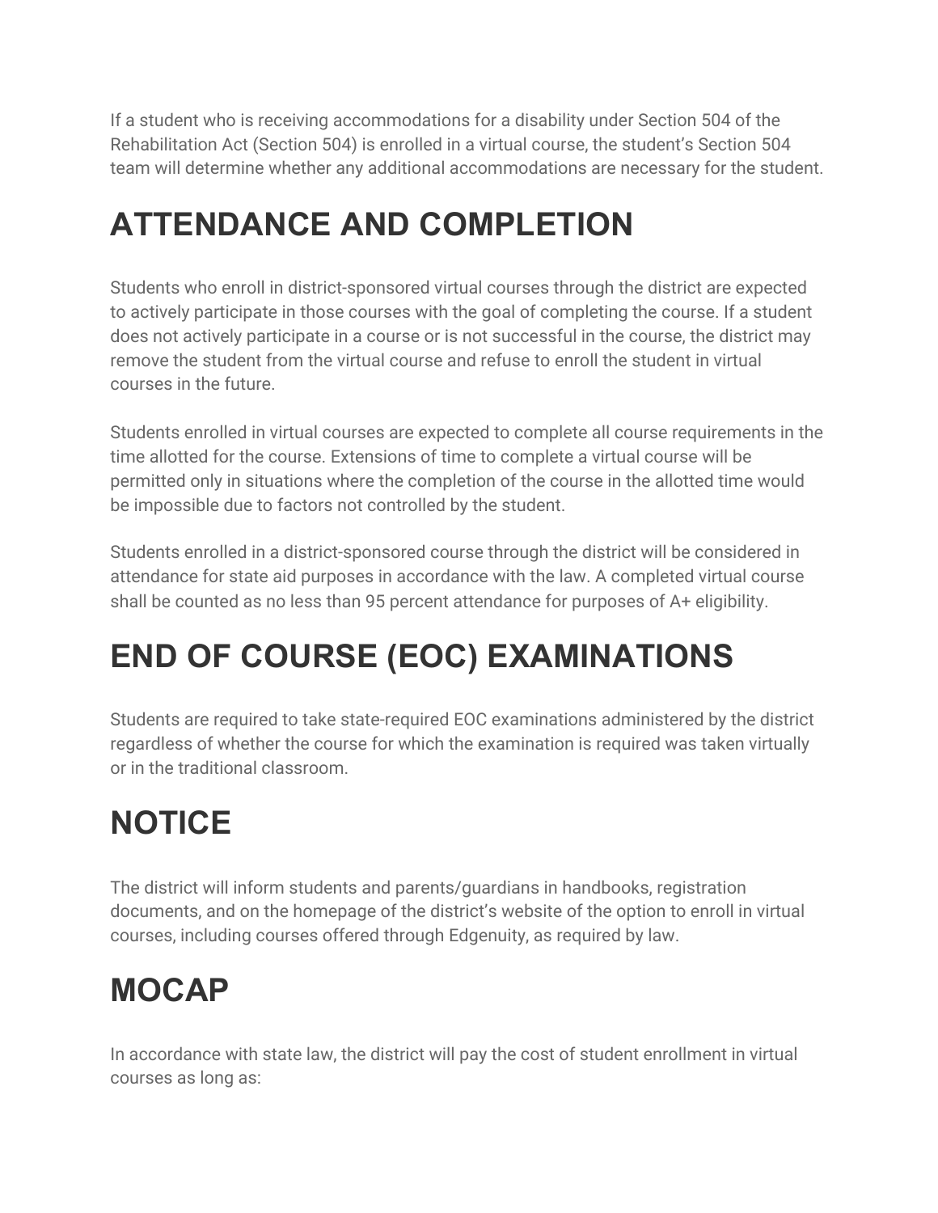If a student who is receiving accommodations for a disability under Section 504 of the Rehabilitation Act (Section 504) is enrolled in a virtual course, the student's Section 504 team will determine whether any additional accommodations are necessary for the student.

# ATTENDANCE AND COMPLETION

Students who enroll in district-sponsored virtual courses through the district are expected to actively participate in those courses with the goal of completing the course. If a student does not actively participate in a course or is not successful in the course, the district may remove the student from the virtual course and refuse to enroll the student in virtual courses in the future.

Students enrolled in virtual courses are expected to complete all course requirements in the time allotted for the course. Extensions of time to complete a virtual course will be permitted only in situations where the completion of the course in the allotted time would be impossible due to factors not controlled by the student.

Students enrolled in a district-sponsored course through the district will be considered in attendance for state aid purposes in accordance with the law. A completed virtual course shall be counted as no less than 95 percent attendance for purposes of A+ eligibility.

# END OF COURSE (EOC) EXAMINATIONS

Students are required to take state-required EOC examinations administered by the district regardless of whether the course for which the examination is required was taken virtually or in the traditional classroom.

# NOTICE

The district will inform students and parents/guardians in handbooks, registration documents, and on the homepage of the district's website of the option to enroll in virtual courses, including courses offered through Edgenuity, as required by law.

# MOCAP

In accordance with state law, the district will pay the cost of student enrollment in virtual courses as long as: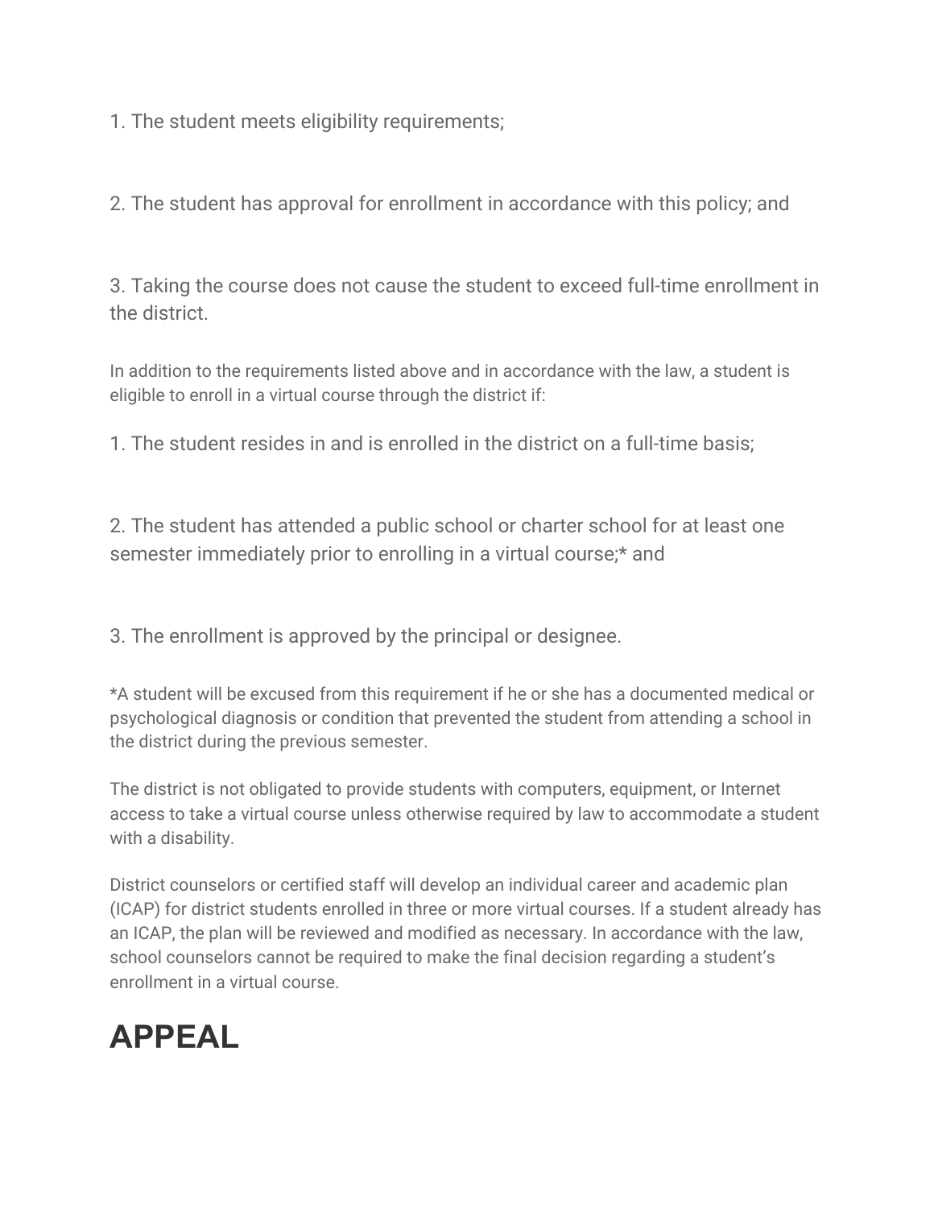1. The student meets eligibility requirements;

2. The student has approval for enrollment in accordance with this policy; and

3. Taking the course does not cause the student to exceed full-time enrollment in the district.

In addition to the requirements listed above and in accordance with the law, a student is eligible to enroll in a virtual course through the district if:

1. The student resides in and is enrolled in the district on a full-time basis;

2. The student has attended a public school or charter school for at least one semester immediately prior to enrolling in a virtual course;* and

3. The enrollment is approved by the principal or designee.

*A student will be excused from this requirement if he or she has a documented medical or psychological diagnosis or condition that prevented the student from attending a school in the district during the previous semester.

The district is not obligated to provide students with computers, equipment, or Internet access to take a virtual course unless otherwise required by law to accommodate a student with a disability.

District counselors or certified staff will develop an individual career and academic plan (ICAP) for district students enrolled in three or more virtual courses. If a student already has an ICAP, the plan will be reviewed and modified as necessary. In accordance with the law, school counselors cannot be required to make the final decision regarding a student's enrollment in a virtual course.

# APPEAL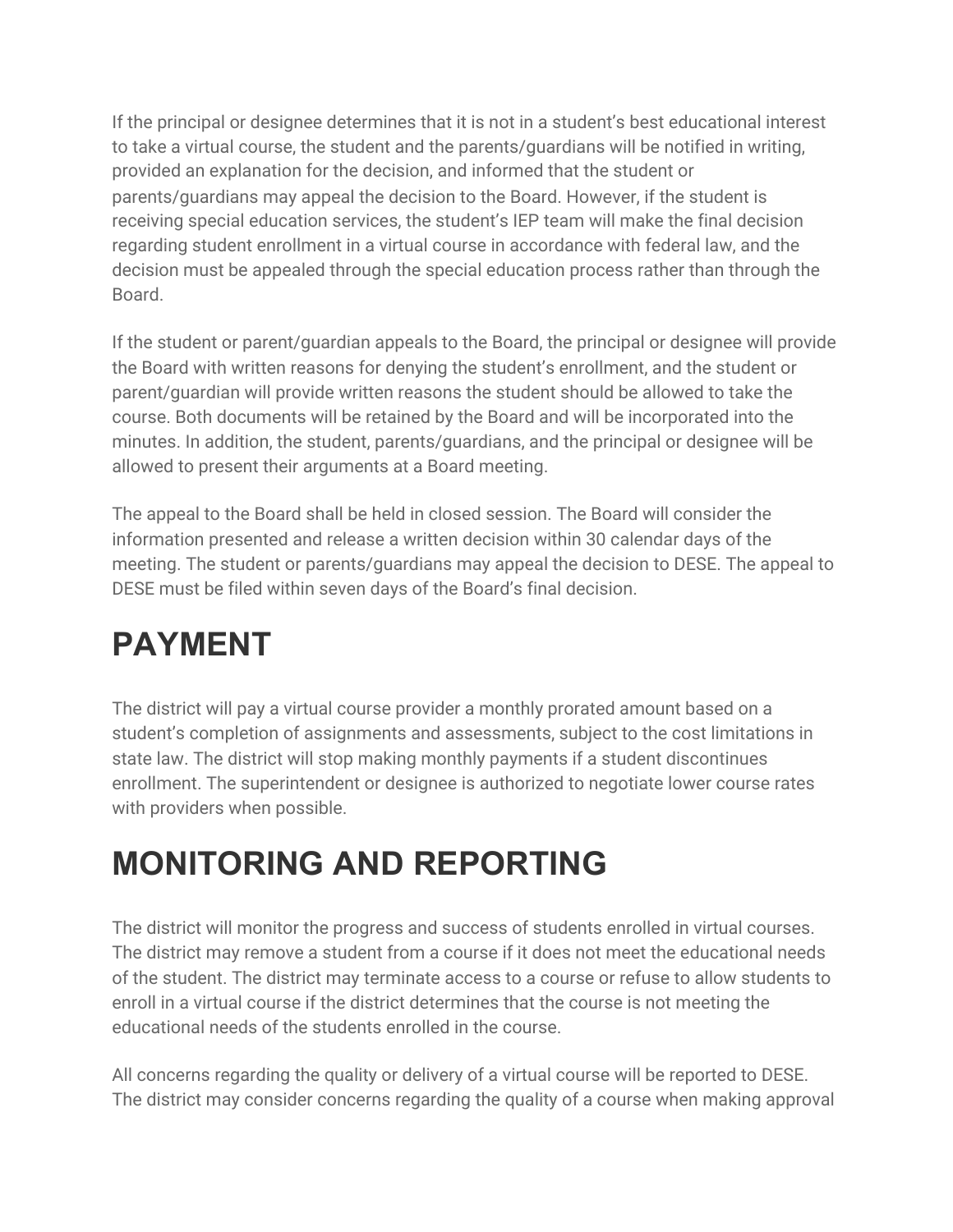If the principal or designee determines that it is not in a student's best educational interest to take a virtual course, the student and the parents/guardians will be notified in writing, provided an explanation for the decision, and informed that the student or parents/guardians may appeal the decision to the Board. However, if the student is receiving special education services, the student's IEP team will make the final decision regarding student enrollment in a virtual course in accordance with federal law, and the decision must be appealed through the special education process rather than through the Board.

If the student or parent/guardian appeals to the Board, the principal or designee will provide the Board with written reasons for denying the student's enrollment, and the student or parent/guardian will provide written reasons the student should be allowed to take the course. Both documents will be retained by the Board and will be incorporated into the minutes. In addition, the student, parents/guardians, and the principal or designee will be allowed to present their arguments at a Board meeting.

The appeal to the Board shall be held in closed session. The Board will consider the information presented and release a written decision within 30 calendar days of the meeting. The student or parents/guardians may appeal the decision to DESE. The appeal to DESE must be filed within seven days of the Board's final decision.

# PAYMENT

The district will pay a virtual course provider a monthly prorated amount based on a student's completion of assignments and assessments, subject to the cost limitations in state law. The district will stop making monthly payments if a student discontinues enrollment. The superintendent or designee is authorized to negotiate lower course rates with providers when possible.

# MONITORING AND REPORTING

The district will monitor the progress and success of students enrolled in virtual courses. The district may remove a student from a course if it does not meet the educational needs of the student. The district may terminate access to a course or refuse to allow students to enroll in a virtual course if the district determines that the course is not meeting the educational needs of the students enrolled in the course.

All concerns regarding the quality or delivery of a virtual course will be reported to DESE. The district may consider concerns regarding the quality of a course when making approval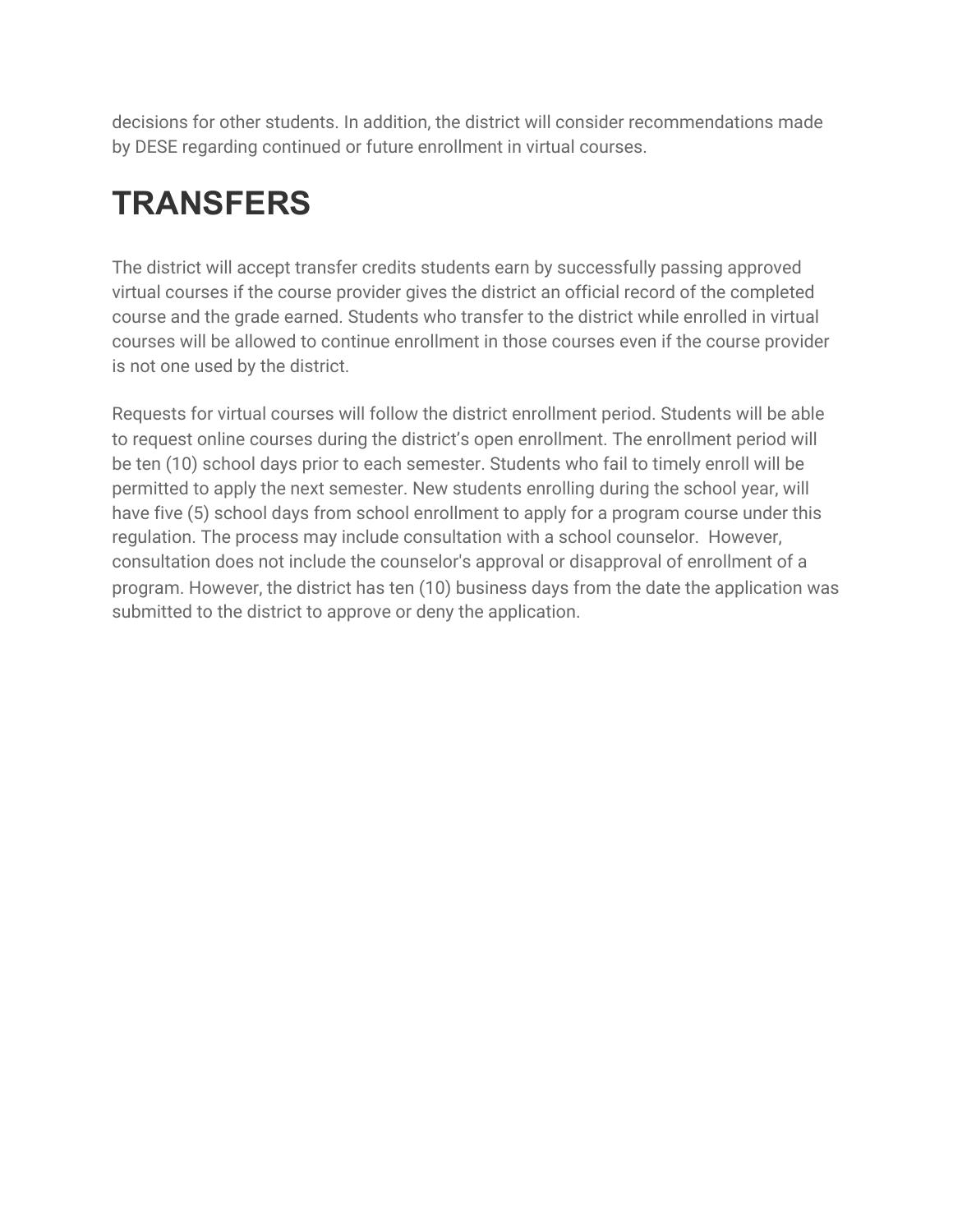decisions for other students. In addition, the district will consider recommendations made by DESE regarding continued or future enrollment in virtual courses.

# TRANSFERS

The district will accept transfer credits students earn by successfully passing approved virtual courses if the course provider gives the district an official record of the completed course and the grade earned. Students who transfer to the district while enrolled in virtual courses will be allowed to continue enrollment in those courses even if the course provider is not one used by the district.

Requests for virtual courses will follow the district enrollment period. Students will be able to request online courses during the district's open enrollment. The enrollment period will be ten (10) school days prior to each semester. Students who fail to timely enroll will be permitted to apply the next semester. New students enrolling during the school year, will have five (5) school days from school enrollment to apply for a program course under this regulation. The process may include consultation with a school counselor. However, consultation does not include the counselor's approval or disapproval of enrollment of a program. However, the district has ten (10) business days from the date the application was submitted to the district to approve or deny the application.